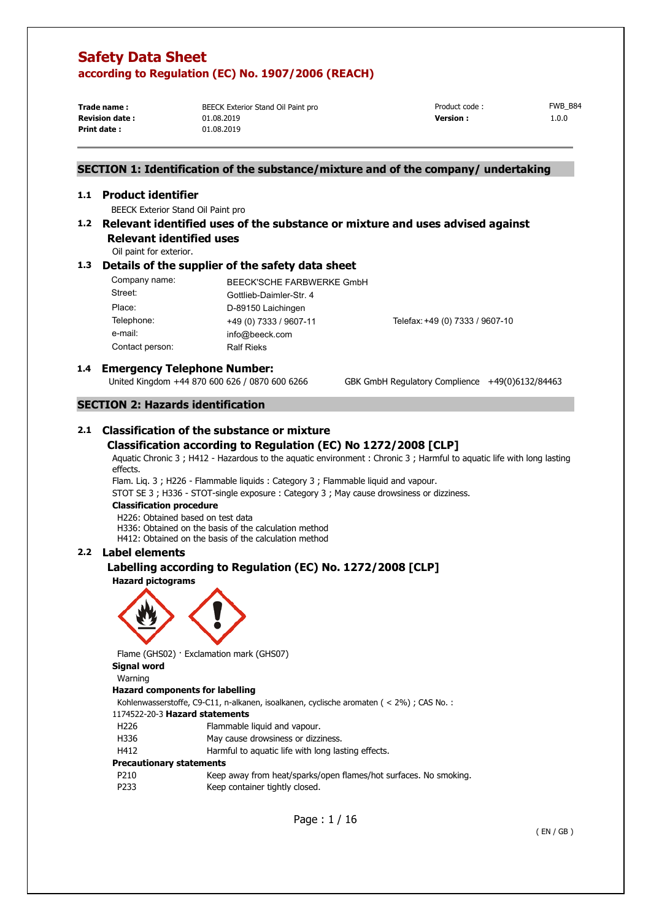# Safety Data Sheet
## according to Regulation (EC) No. 1907/2006 (REACH)

| | | | |
|---|---|---|---|
| **Trade name :** | BEECK Exterior Stand Oil Paint pro | Product code : | FWB_B84 |
| **Revision date :** | 01.08.2019 | **Version :** | 1.0.0 |
| **Print date :** | 01.08.2019 | | |

## SECTION 1: Identification of the substance/mixture and of the company/ undertaking

### 1.1 Product identifier

BEECK Exterior Stand Oil Paint pro

### 1.2 Relevant identified uses of the substance or mixture and uses advised against

#### Relevant identified uses

Oil paint for exterior.

### 1.3 Details of the supplier of the safety data sheet

| | | |
|---|---|---|
| Company name: | BEECK'SCHE FARBWERKE GmbH | |
| Street: | Gottlieb-Daimler-Str. 4 | |
| Place: | D-89150 Laichingen | |
| Telephone: | +49 (0) 7333 / 9607-11 | Telefax: +49 (0) 7333 / 9607-10 |
| e-mail: | info@beeck.com | |
| Contact person: | Ralf Rieks | |

### 1.4 Emergency Telephone Number:

United Kingdom +44 870 600 626 / 0870 600 6266 GBK GmbH Regulatory Complience +49(0)6132/84463

## SECTION 2: Hazards identification

### 2.1 Classification of the substance or mixture

#### Classification according to Regulation (EC) No 1272/2008 [CLP]

Aquatic Chronic 3 ; H412 - Hazardous to the aquatic environment : Chronic 3 ; Harmful to aquatic life with long lasting effects.

Flam. Liq. 3 ; H226 - Flammable liquids : Category 3 ; Flammable liquid and vapour.

STOT SE 3 ; H336 - STOT-single exposure : Category 3 ; May cause drowsiness or dizziness.

**Classification procedure**

H226: Obtained based on test data
H336: Obtained on the basis of the calculation method
H412: Obtained on the basis of the calculation method

### 2.2 Label elements

#### Labelling according to Regulation (EC) No. 1272/2008 [CLP]

**Hazard pictograms**

Flame (GHS02) · Exclamation mark (GHS07)

**Signal word**

Warning

**Hazard components for labelling**

Kohlenwasserstoffe, C9-C11, n-alkanen, isoalkanen, cyclische aromaten ( < 2%) ; CAS No. : 1174522-20-3

**Hazard statements**

| | |
|---|---|
| H226 | Flammable liquid and vapour. |
| H336 | May cause drowsiness or dizziness. |
| H412 | Harmful to aquatic life with long lasting effects. |

**Precautionary statements**

| | |
|---|---|
| P210 | Keep away from heat/sparks/open flames/hot surfaces. No smoking. |
| P233 | Keep container tightly closed. |

( EN / GB )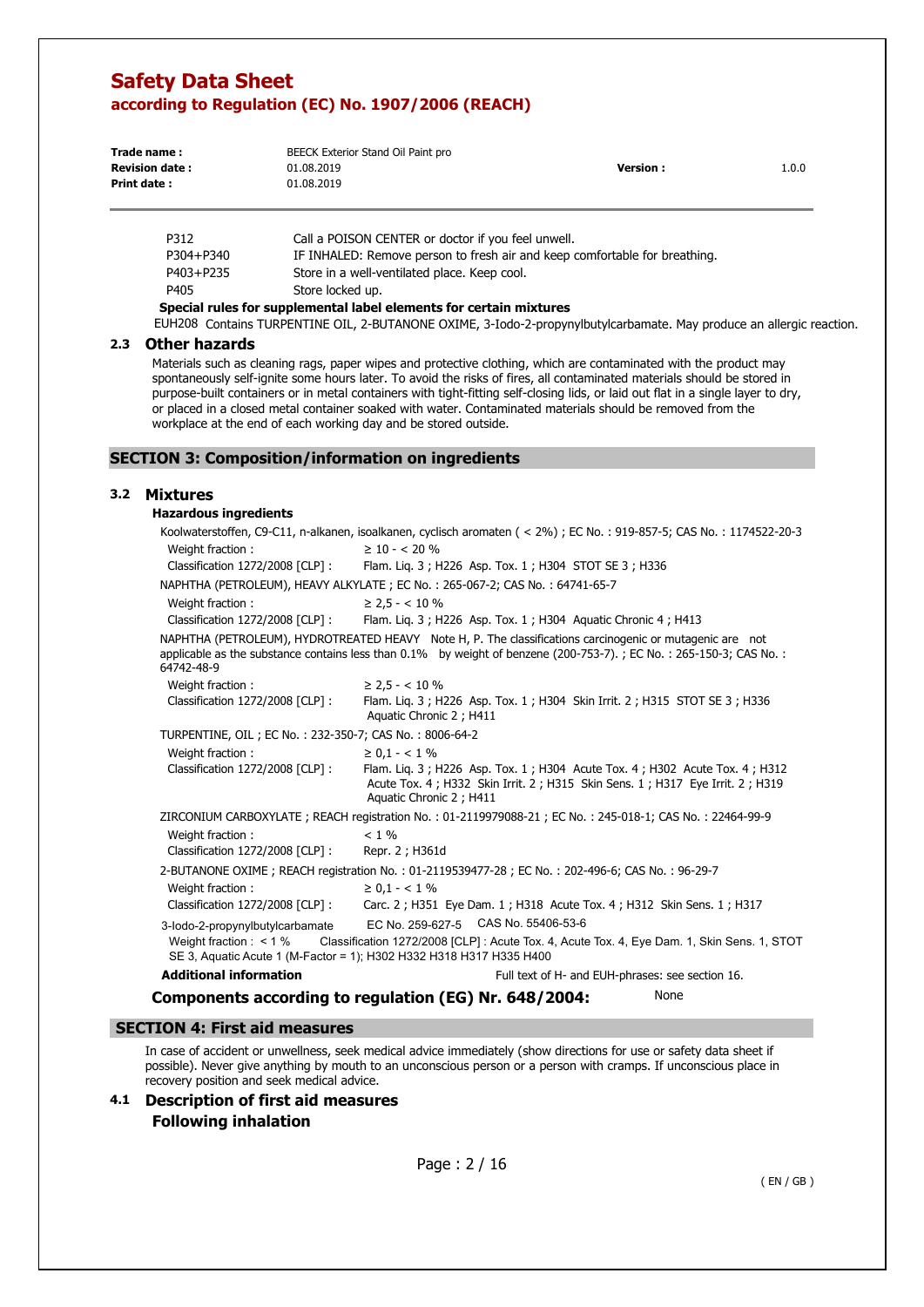| | |
|---|---|
| P312 | Call a POISON CENTER or doctor if you feel unwell. |
| P304+P340 | IF INHALED: Remove person to fresh air and keep comfortable for breathing. |
| P403+P235 | Store in a well-ventilated place. Keep cool. |
| P405 | Store locked up. |

**Special rules for supplemental label elements for certain mixtures**

EUH208 Contains TURPENTINE OIL, 2-BUTANONE OXIME, 3-Iodo-2-propynylbutylcarbamate. May produce an allergic reaction.

## 2.3 Other hazards

Materials such as cleaning rags, paper wipes and protective clothing, which are contaminated with the product may spontaneously self-ignite some hours later. To avoid the risks of fires, all contaminated materials should be stored in purpose-built containers or in metal containers with tight-fitting self-closing lids, or laid out flat in a single layer to dry, or placed in a closed metal container soaked with water. Contaminated materials should be removed from the workplace at the end of each working day and be stored outside.

# SECTION 3: Composition/information on ingredients

## 3.2 Mixtures

**Hazardous ingredients**

Koolwaterstoffen, C9-C11, n-alkanen, isoalkanen, cyclisch aromaten ( < 2%) ; EC No. : 919-857-5; CAS No. : 1174522-20-3

Weight fraction : ≥ 10 - < 20 %

Classification 1272/2008 [CLP] : Flam. Liq. 3 ; H226 Asp. Tox. 1 ; H304 STOT SE 3 ; H336

NAPHTHA (PETROLEUM), HEAVY ALKYLATE ; EC No. : 265-067-2; CAS No. : 64741-65-7

Weight fraction : ≥ 2,5 - < 10 %

Classification 1272/2008 [CLP] : Flam. Liq. 3 ; H226 Asp. Tox. 1 ; H304 Aquatic Chronic 4 ; H413

NAPHTHA (PETROLEUM), HYDROTREATED HEAVY Note H, P. The classifications carcinogenic or mutagenic are not applicable as the substance contains less than 0.1% by weight of benzene (200-753-7). ; EC No. : 265-150-3; CAS No. : 64742-48-9

Weight fraction : ≥ 2,5 - < 10 %

Classification 1272/2008 [CLP] : Flam. Liq. 3 ; H226 Asp. Tox. 1 ; H304 Skin Irrit. 2 ; H315 STOT SE 3 ; H336 Aquatic Chronic 2 ; H411

TURPENTINE, OIL ; EC No. : 232-350-7; CAS No. : 8006-64-2

Weight fraction : ≥ 0,1 - < 1 %

Classification 1272/2008 [CLP] : Flam. Liq. 3 ; H226 Asp. Tox. 1 ; H304 Acute Tox. 4 ; H302 Acute Tox. 4 ; H312 Acute Tox. 4 ; H332 Skin Irrit. 2 ; H315 Skin Sens. 1 ; H317 Eye Irrit. 2 ; H319 Aquatic Chronic 2 ; H411

ZIRCONIUM CARBOXYLATE ; REACH registration No. : 01-2119979088-21 ; EC No. : 245-018-1; CAS No. : 22464-99-9

Weight fraction : < 1 %

Classification 1272/2008 [CLP] : Repr. 2 ; H361d

2-BUTANONE OXIME ; REACH registration No. : 01-2119539477-28 ; EC No. : 202-496-6; CAS No. : 96-29-7

Weight fraction : ≥ 0,1 - < 1 %

Classification 1272/2008 [CLP] : Carc. 2 ; H351 Eye Dam. 1 ; H318 Acute Tox. 4 ; H312 Skin Sens. 1 ; H317

3-Iodo-2-propynylbutylcarbamate EC No. 259-627-5 CAS No. 55406-53-6

Weight fraction : < 1 % Classification 1272/2008 [CLP] : Acute Tox. 4, Acute Tox. 4, Eye Dam. 1, Skin Sens. 1, STOT SE 3, Aquatic Acute 1 (M-Factor = 1); H302 H332 H318 H317 H335 H400

**Additional information** Full text of H- and EUH-phrases: see section 16.

**Components according to regulation (EG) Nr. 648/2004:** None

# SECTION 4: First aid measures

In case of accident or unwellness, seek medical advice immediately (show directions for use or safety data sheet if possible). Never give anything by mouth to an unconscious person or a person with cramps. If unconscious place in recovery position and seek medical advice.

## 4.1 Description of first aid measures

### Following inhalation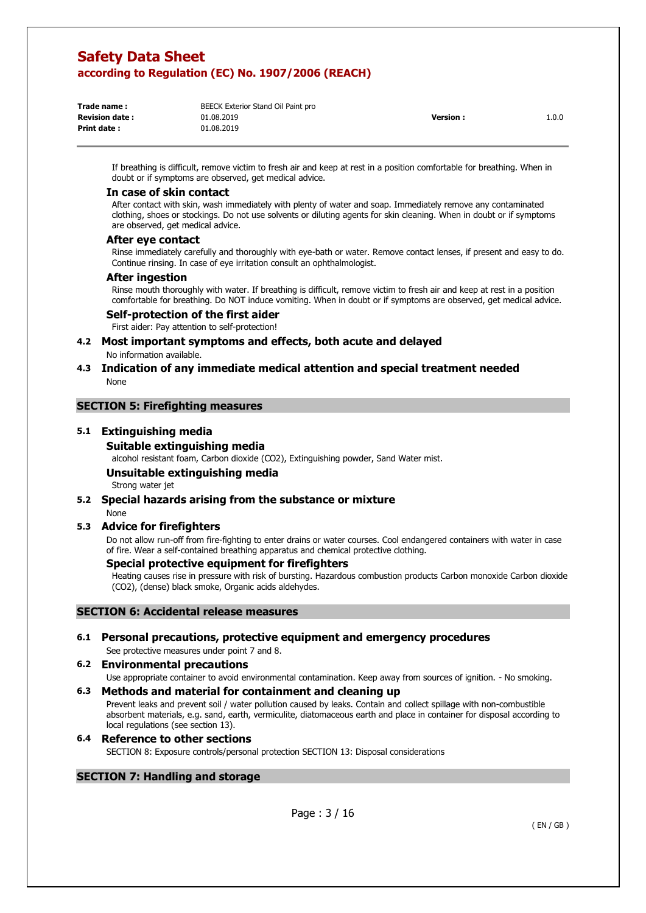If breathing is difficult, remove victim to fresh air and keep at rest in a position comfortable for breathing. When in doubt or if symptoms are observed, get medical advice.

### In case of skin contact

After contact with skin, wash immediately with plenty of water and soap. Immediately remove any contaminated clothing, shoes or stockings. Do not use solvents or diluting agents for skin cleaning. When in doubt or if symptoms are observed, get medical advice.

### After eye contact

Rinse immediately carefully and thoroughly with eye-bath or water. Remove contact lenses, if present and easy to do. Continue rinsing. In case of eye irritation consult an ophthalmologist.

### After ingestion

Rinse mouth thoroughly with water. If breathing is difficult, remove victim to fresh air and keep at rest in a position comfortable for breathing. Do NOT induce vomiting. When in doubt or if symptoms are observed, get medical advice.

### Self-protection of the first aider

First aider: Pay attention to self-protection!

### 4.2 Most important symptoms and effects, both acute and delayed

No information available.

### 4.3 Indication of any immediate medical attention and special treatment needed

None

## SECTION 5: Firefighting measures

### 5.1 Extinguishing media

#### Suitable extinguishing media

alcohol resistant foam, Carbon dioxide ($CO_2$), Extinguishing powder, Sand Water mist.

#### Unsuitable extinguishing media

Strong water jet

### 5.2 Special hazards arising from the substance or mixture

None

### 5.3 Advice for firefighters

Do not allow run-off from fire-fighting to enter drains or water courses. Cool endangered containers with water in case of fire. Wear a self-contained breathing apparatus and chemical protective clothing.

#### Special protective equipment for firefighters

Heating causes rise in pressure with risk of bursting. Hazardous combustion products Carbon monoxide Carbon dioxide ($CO_2$), (dense) black smoke, Organic acids aldehydes.

## SECTION 6: Accidental release measures

### 6.1 Personal precautions, protective equipment and emergency procedures

See protective measures under point 7 and 8.

### 6.2 Environmental precautions

Use appropriate container to avoid environmental contamination. Keep away from sources of ignition. - No smoking.

### 6.3 Methods and material for containment and cleaning up

Prevent leaks and prevent soil / water pollution caused by leaks. Contain and collect spillage with non-combustible absorbent materials, e.g. sand, earth, vermiculite, diatomaceous earth and place in container for disposal according to local regulations (see section 13).

### 6.4 Reference to other sections

SECTION 8: Exposure controls/personal protection SECTION 13: Disposal considerations

## SECTION 7: Handling and storage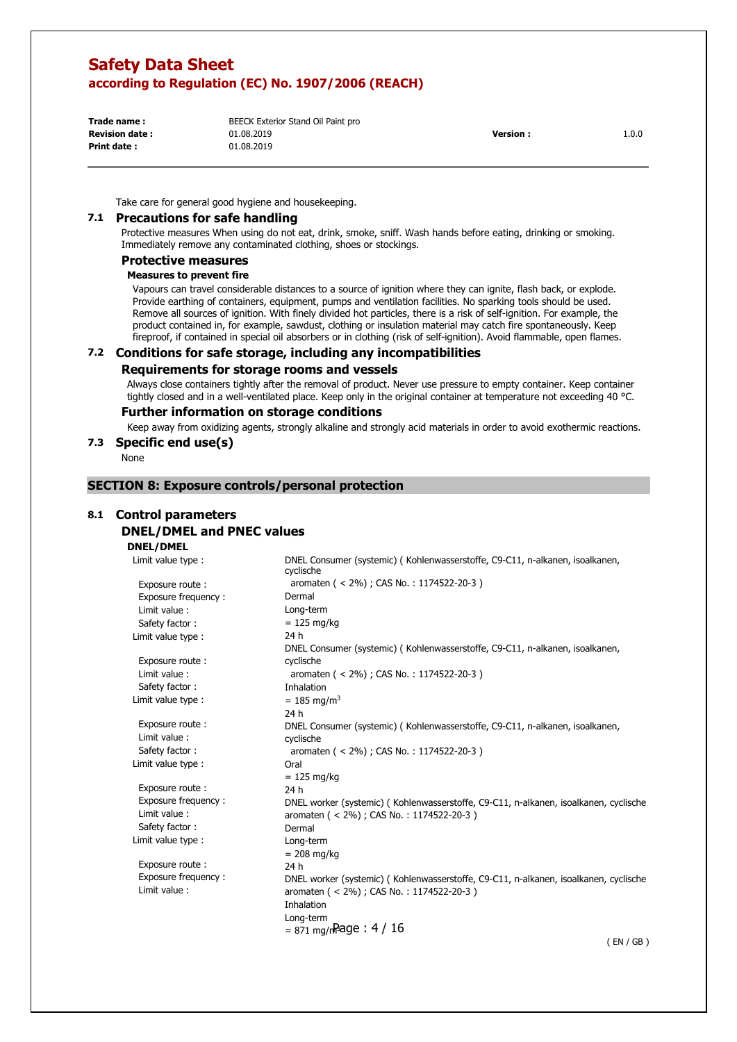Take care for general good hygiene and housekeeping.

### 7.1 Precautions for safe handling

Protective measures When using do not eat, drink, smoke, sniff. Wash hands before eating, drinking or smoking. Immediately remove any contaminated clothing, shoes or stockings.

#### Protective measures

**Measures to prevent fire**

Vapours can travel considerable distances to a source of ignition where they can ignite, flash back, or explode. Provide earthing of containers, equipment, pumps and ventilation facilities. No sparking tools should be used. Remove all sources of ignition. With finely divided hot particles, there is a risk of self-ignition. For example, the product contained in, for example, sawdust, clothing or insulation material may catch fire spontaneously. Keep fireproof, if contained in special oil absorbers or in clothing (risk of self-ignition). Avoid flammable, open flames.

### 7.2 Conditions for safe storage, including any incompatibilities

#### Requirements for storage rooms and vessels

Always close containers tightly after the removal of product. Never use pressure to empty container. Keep container tightly closed and in a well-ventilated place. Keep only in the original container at temperature not exceeding 40 °C.

#### Further information on storage conditions

Keep away from oxidizing agents, strongly alkaline and strongly acid materials in order to avoid exothermic reactions.

### 7.3 Specific end use(s)

None

## SECTION 8: Exposure controls/personal protection

### 8.1 Control parameters

#### DNEL/DMEL and PNEC values

**DNEL/DMEL**

Limit value type : DNEL Consumer (systemic) ( Kohlenwasserstoffe, C9-C11, n-alkanen, isoalkanen, cyclische aromaten ( < 2%) ; CAS No. : 1174522-20-3 )
Exposure route : Dermal
Exposure frequency : Long-term
Limit value : = 125 mg/kg
Safety factor : 24 h

Limit value type : DNEL Consumer (systemic) ( Kohlenwasserstoffe, C9-C11, n-alkanen, isoalkanen, cyclische aromaten ( < 2%) ; CAS No. : 1174522-20-3 )
Exposure route : Inhalation
Limit value : = 185 mg/m³
Safety factor : 24 h

Limit value type : DNEL Consumer (systemic) ( Kohlenwasserstoffe, C9-C11, n-alkanen, isoalkanen, cyclische aromaten ( < 2%) ; CAS No. : 1174522-20-3 )
Exposure route : Oral
Limit value : = 125 mg/kg
Safety factor : 24 h

Limit value type : DNEL worker (systemic) ( Kohlenwasserstoffe, C9-C11, n-alkanen, isoalkanen, cyclische aromaten ( < 2%) ; CAS No. : 1174522-20-3 )
Exposure route : Dermal
Exposure frequency : Long-term
Limit value : = 208 mg/kg
Safety factor : 24 h

Limit value type : DNEL worker (systemic) ( Kohlenwasserstoffe, C9-C11, n-alkanen, isoalkanen, cyclische aromaten ( < 2%) ; CAS No. : 1174522-20-3 )
Exposure route : Inhalation
Exposure frequency : Long-term
Limit value : = 871 mg/m³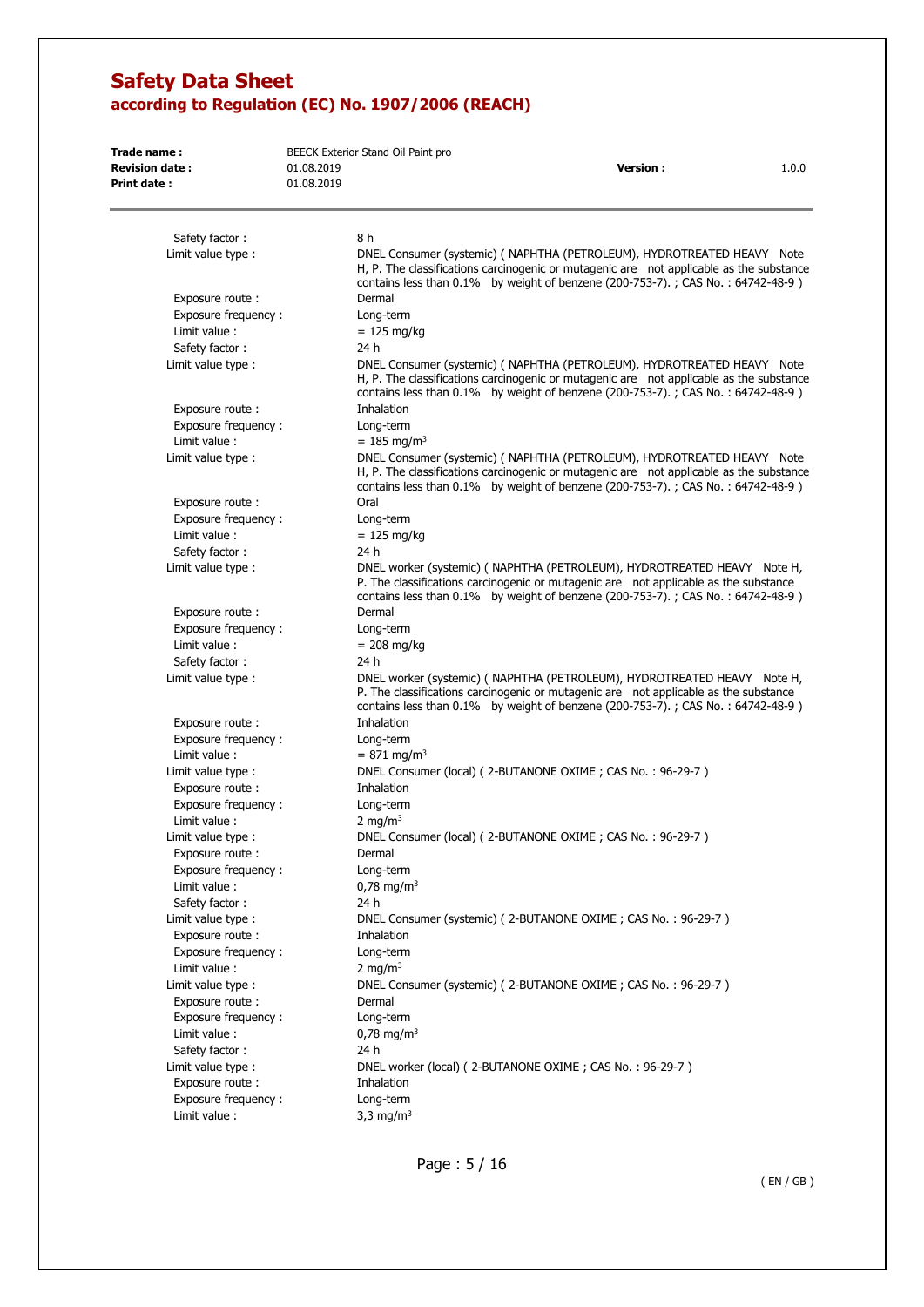Safety factor : 8 h

Limit value type : DNEL Consumer (systemic) ( NAPHTHA (PETROLEUM), HYDROTREATED HEAVY Note H, P. The classifications carcinogenic or mutagenic are not applicable as the substance contains less than 0.1% by weight of benzene (200-753-7). ; CAS No. : 64742-48-9 )

Exposure route : Dermal
Exposure frequency : Long-term
Limit value : = 125 mg/kg
Safety factor : 24 h

Limit value type : DNEL Consumer (systemic) ( NAPHTHA (PETROLEUM), HYDROTREATED HEAVY Note H, P. The classifications carcinogenic or mutagenic are not applicable as the substance contains less than 0.1% by weight of benzene (200-753-7). ; CAS No. : 64742-48-9 )

Exposure route : Inhalation
Exposure frequency : Long-term
Limit value : = 185 mg/m$^3$

Limit value type : DNEL Consumer (systemic) ( NAPHTHA (PETROLEUM), HYDROTREATED HEAVY Note H, P. The classifications carcinogenic or mutagenic are not applicable as the substance contains less than 0.1% by weight of benzene (200-753-7). ; CAS No. : 64742-48-9 )

Exposure route : Oral
Exposure frequency : Long-term
Limit value : = 125 mg/kg
Safety factor : 24 h

Limit value type : DNEL worker (systemic) ( NAPHTHA (PETROLEUM), HYDROTREATED HEAVY Note H, P. The classifications carcinogenic or mutagenic are not applicable as the substance contains less than 0.1% by weight of benzene (200-753-7). ; CAS No. : 64742-48-9 )

Exposure route : Dermal
Exposure frequency : Long-term
Limit value : = 208 mg/kg
Safety factor : 24 h

Limit value type : DNEL worker (systemic) ( NAPHTHA (PETROLEUM), HYDROTREATED HEAVY Note H, P. The classifications carcinogenic or mutagenic are not applicable as the substance contains less than 0.1% by weight of benzene (200-753-7). ; CAS No. : 64742-48-9 )

Exposure route : Inhalation
Exposure frequency : Long-term
Limit value : = 871 mg/m$^3$

Limit value type : DNEL Consumer (local) ( 2-BUTANONE OXIME ; CAS No. : 96-29-7 )
Exposure route : Inhalation
Exposure frequency : Long-term
Limit value : 2 mg/m$^3$

Limit value type : DNEL Consumer (local) ( 2-BUTANONE OXIME ; CAS No. : 96-29-7 )
Exposure route : Dermal
Exposure frequency : Long-term
Limit value : 0,78 mg/m$^3$
Safety factor : 24 h

Limit value type : DNEL Consumer (systemic) ( 2-BUTANONE OXIME ; CAS No. : 96-29-7 )
Exposure route : Inhalation
Exposure frequency : Long-term
Limit value : 2 mg/m$^3$

Limit value type : DNEL Consumer (systemic) ( 2-BUTANONE OXIME ; CAS No. : 96-29-7 )
Exposure route : Dermal
Exposure frequency : Long-term
Limit value : 0,78 mg/m$^3$
Safety factor : 24 h

Limit value type : DNEL worker (local) ( 2-BUTANONE OXIME ; CAS No. : 96-29-7 )
Exposure route : Inhalation
Exposure frequency : Long-term
Limit value : 3,3 mg/m$^3$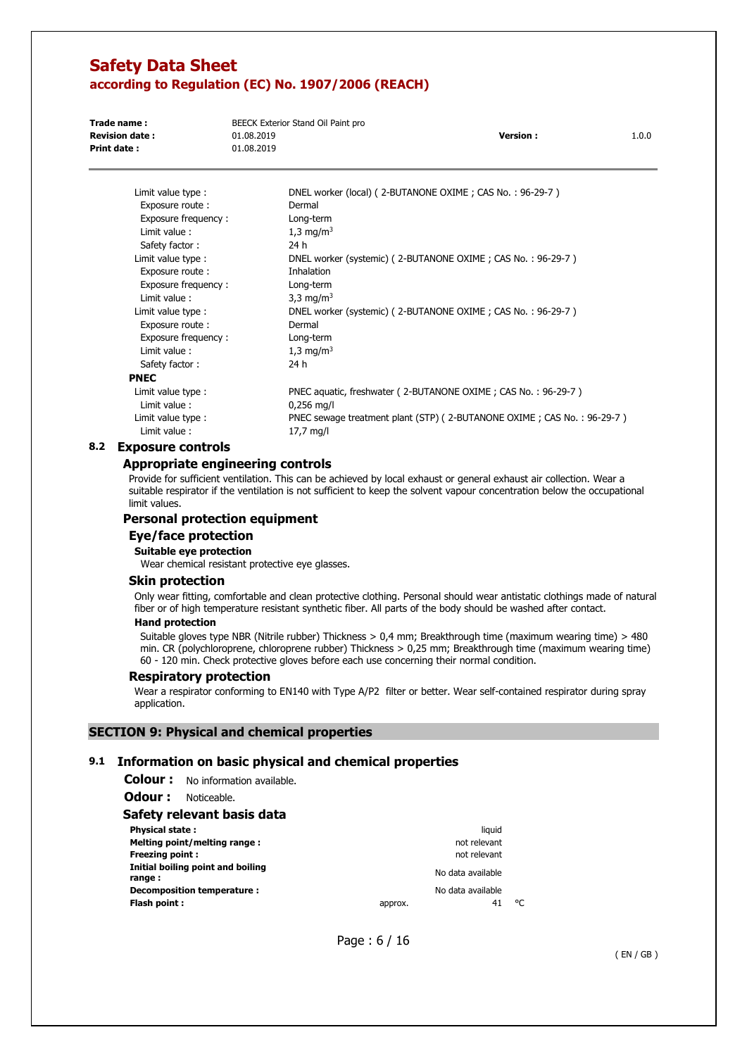Limit value type : DNEL worker (local) ( 2-BUTANONE OXIME ; CAS No. : 96-29-7 )
Exposure route : Dermal
Exposure frequency : Long-term
Limit value : 1,3 $mg/m^3$
Safety factor : 24 h

Limit value type : DNEL worker (systemic) ( 2-BUTANONE OXIME ; CAS No. : 96-29-7 )
Exposure route : Inhalation
Exposure frequency : Long-term
Limit value : 3,3 $mg/m^3$

Limit value type : DNEL worker (systemic) ( 2-BUTANONE OXIME ; CAS No. : 96-29-7 )
Exposure route : Dermal
Exposure frequency : Long-term
Limit value : 1,3 $mg/m^3$
Safety factor : 24 h

**PNEC**

Limit value type : PNEC aquatic, freshwater ( 2-BUTANONE OXIME ; CAS No. : 96-29-7 )
Limit value : 0,256 mg/l

Limit value type : PNEC sewage treatment plant (STP) ( 2-BUTANONE OXIME ; CAS No. : 96-29-7 )
Limit value : 17,7 mg/l

## 8.2 Exposure controls

### Appropriate engineering controls

Provide for sufficient ventilation. This can be achieved by local exhaust or general exhaust air collection. Wear a suitable respirator if the ventilation is not sufficient to keep the solvent vapour concentration below the occupational limit values.

### Personal protection equipment

#### Eye/face protection

**Suitable eye protection**

Wear chemical resistant protective eye glasses.

#### Skin protection

Only wear fitting, comfortable and clean protective clothing. Personal should wear antistatic clothings made of natural fiber or of high temperature resistant synthetic fiber. All parts of the body should be washed after contact.

**Hand protection**

Suitable gloves type NBR (Nitrile rubber) Thickness > 0,4 mm; Breakthrough time (maximum wearing time) > 480 min. CR (polychloroprene, chloroprene rubber) Thickness > 0,25 mm; Breakthrough time (maximum wearing time) 60 - 120 min. Check protective gloves before each use concerning their normal condition.

#### Respiratory protection

Wear a respirator conforming to EN140 with Type A/P2 filter or better. Wear self-contained respirator during spray application.

# SECTION 9: Physical and chemical properties

## 9.1 Information on basic physical and chemical properties

**Colour :** No information available.

**Odour :** Noticeable.

### Safety relevant basis data

| | | | |
|---|---|---|---|
| **Physical state :** | | liquid | |
| **Melting point/melting range :** | | not relevant | |
| **Freezing point :** | | not relevant | |
| **Initial boiling point and boiling range :** | | No data available | |
| **Decomposition temperature :** | | No data available | |
| **Flash point :** | approx. | 41 | °C |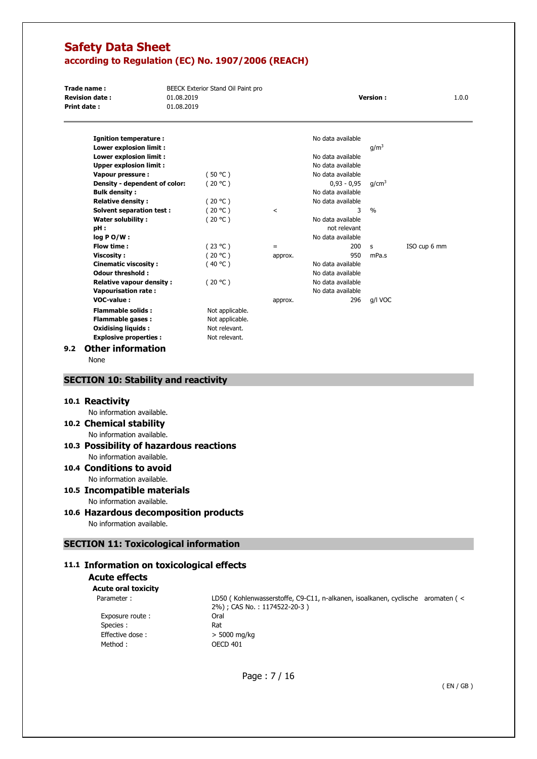| | | | | | |
|---|---|---|---|---|---|
| **Ignition temperature :** | | | No data available | | |
| **Lower explosion limit :** | | | | g/m³ | |
| **Lower explosion limit :** | | | No data available | | |
| **Upper explosion limit :** | | | No data available | | |
| **Vapour pressure :** | ( 50 °C ) | | No data available | | |
| **Density - dependent of color:** | ( 20 °C ) | | 0,93 - 0,95 | g/cm³ | |
| **Bulk density :** | | | No data available | | |
| **Relative density :** | ( 20 °C ) | | No data available | | |
| **Solvent separation test :** | ( 20 °C ) | < | 3 | % | |
| **Water solubility :** | ( 20 °C ) | | No data available | | |
| **pH :** | | | not relevant | | |
| **log P O/W :** | | | No data available | | |
| **Flow time :** | ( 23 °C ) | = | 200 | s | ISO cup 6 mm |
| **Viscosity :** | ( 20 °C ) | approx. | 950 | mPa.s | |
| **Cinematic viscosity :** | ( 40 °C ) | | No data available | | |
| **Odour threshold :** | | | No data available | | |
| **Relative vapour density :** | ( 20 °C ) | | No data available | | |
| **Vapourisation rate :** | | | No data available | | |
| **VOC-value :** | | approx. | 296 | g/l VOC | |
| **Flammable solids :** | Not applicable. | | | | |
| **Flammable gases :** | Not applicable. | | | | |
| **Oxidising liquids :** | Not relevant. | | | | |
| **Explosive properties :** | Not relevant. | | | | |

### 9.2 Other information

None

## SECTION 10: Stability and reactivity

### 10.1 Reactivity

No information available.

### 10.2 Chemical stability

No information available.

### 10.3 Possibility of hazardous reactions

No information available.

### 10.4 Conditions to avoid

No information available.

### 10.5 Incompatible materials

No information available.

### 10.6 Hazardous decomposition products

No information available.

## SECTION 11: Toxicological information

### 11.1 Information on toxicological effects

#### Acute effects

**Acute oral toxicity**

| | |
|---|---|
| Parameter : | LD50 ( Kohlenwasserstoffe, C9-C11, n-alkanen, isoalkanen, cyclische aromaten ( < 2%) ; CAS No. : 1174522-20-3 ) |
| Exposure route : | Oral |
| Species : | Rat |
| Effective dose : | > 5000 mg/kg |
| Method : | OECD 401 |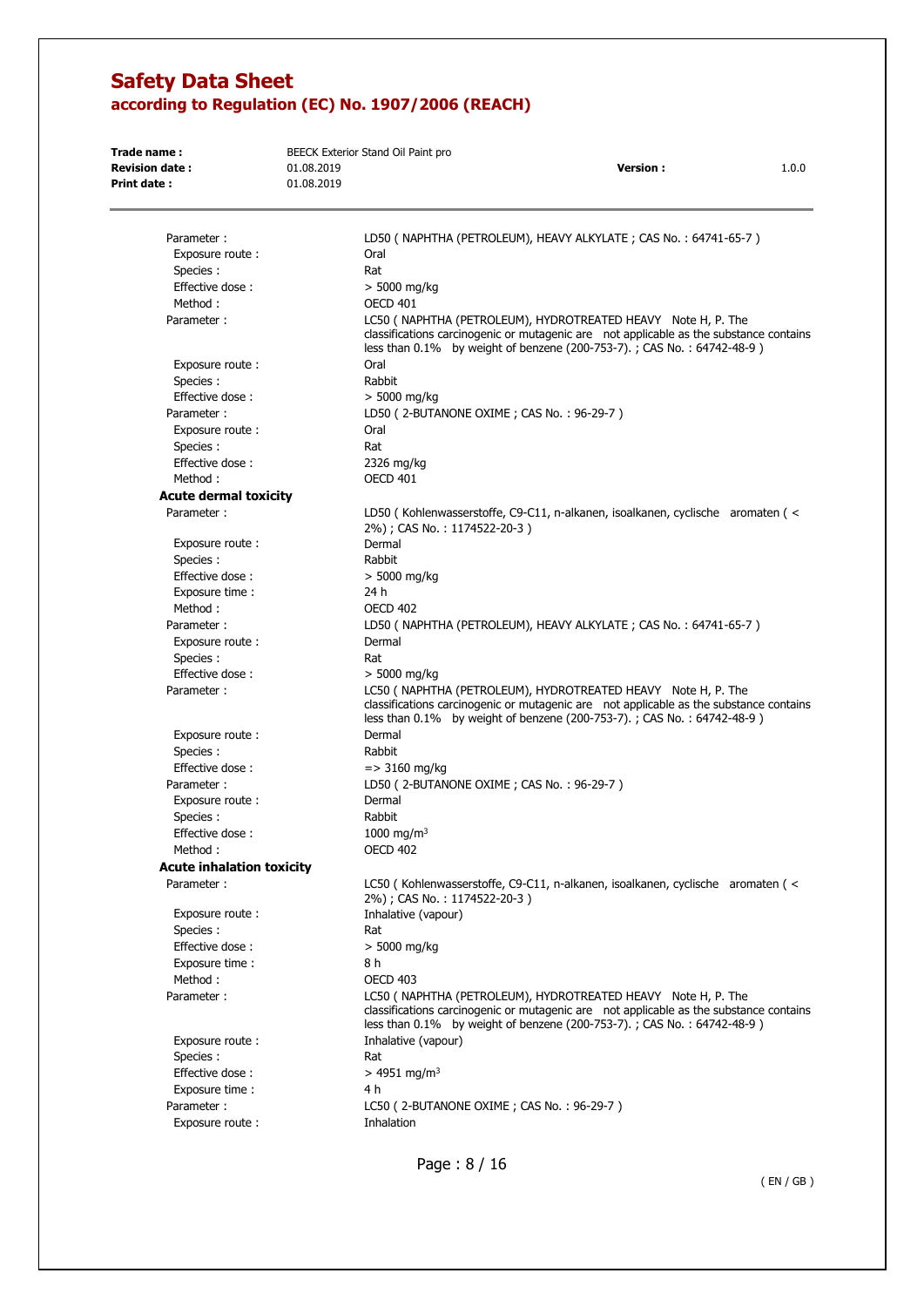Parameter : LD50 ( NAPHTHA (PETROLEUM), HEAVY ALKYLATE ; CAS No. : 64741-65-7 )
Exposure route : Oral
Species : Rat
Effective dose : > 5000 mg/kg
Method : OECD 401

Parameter : LC50 ( NAPHTHA (PETROLEUM), HYDROTREATED HEAVY Note H, P. The classifications carcinogenic or mutagenic are not applicable as the substance contains less than 0.1% by weight of benzene (200-753-7). ; CAS No. : 64742-48-9 )
Exposure route : Oral
Species : Rabbit
Effective dose : > 5000 mg/kg

Parameter : LD50 ( 2-BUTANONE OXIME ; CAS No. : 96-29-7 )
Exposure route : Oral
Species : Rat
Effective dose : 2326 mg/kg
Method : OECD 401

**Acute dermal toxicity**

Parameter : LD50 ( Kohlenwasserstoffe, C9-C11, n-alkanen, isoalkanen, cyclische aromaten ( < 2%) ; CAS No. : 1174522-20-3 )
Exposure route : Dermal
Species : Rabbit
Effective dose : > 5000 mg/kg
Exposure time : 24 h
Method : OECD 402

Parameter : LD50 ( NAPHTHA (PETROLEUM), HEAVY ALKYLATE ; CAS No. : 64741-65-7 )
Exposure route : Dermal
Species : Rat
Effective dose : > 5000 mg/kg

Parameter : LC50 ( NAPHTHA (PETROLEUM), HYDROTREATED HEAVY Note H, P. The classifications carcinogenic or mutagenic are not applicable as the substance contains less than 0.1% by weight of benzene (200-753-7). ; CAS No. : 64742-48-9 )
Exposure route : Dermal
Species : Rabbit
Effective dose : => 3160 mg/kg

Parameter : LD50 ( 2-BUTANONE OXIME ; CAS No. : 96-29-7 )
Exposure route : Dermal
Species : Rabbit
Effective dose : 1000 mg/m³
Method : OECD 402

**Acute inhalation toxicity**

Parameter : LC50 ( Kohlenwasserstoffe, C9-C11, n-alkanen, isoalkanen, cyclische aromaten ( < 2%) ; CAS No. : 1174522-20-3 )
Exposure route : Inhalative (vapour)
Species : Rat
Effective dose : > 5000 mg/kg
Exposure time : 8 h
Method : OECD 403

Parameter : LC50 ( NAPHTHA (PETROLEUM), HYDROTREATED HEAVY Note H, P. The classifications carcinogenic or mutagenic are not applicable as the substance contains less than 0.1% by weight of benzene (200-753-7). ; CAS No. : 64742-48-9 )
Exposure route : Inhalative (vapour)
Species : Rat
Effective dose : > 4951 mg/m³
Exposure time : 4 h

Parameter : LC50 ( 2-BUTANONE OXIME ; CAS No. : 96-29-7 )
Exposure route : Inhalation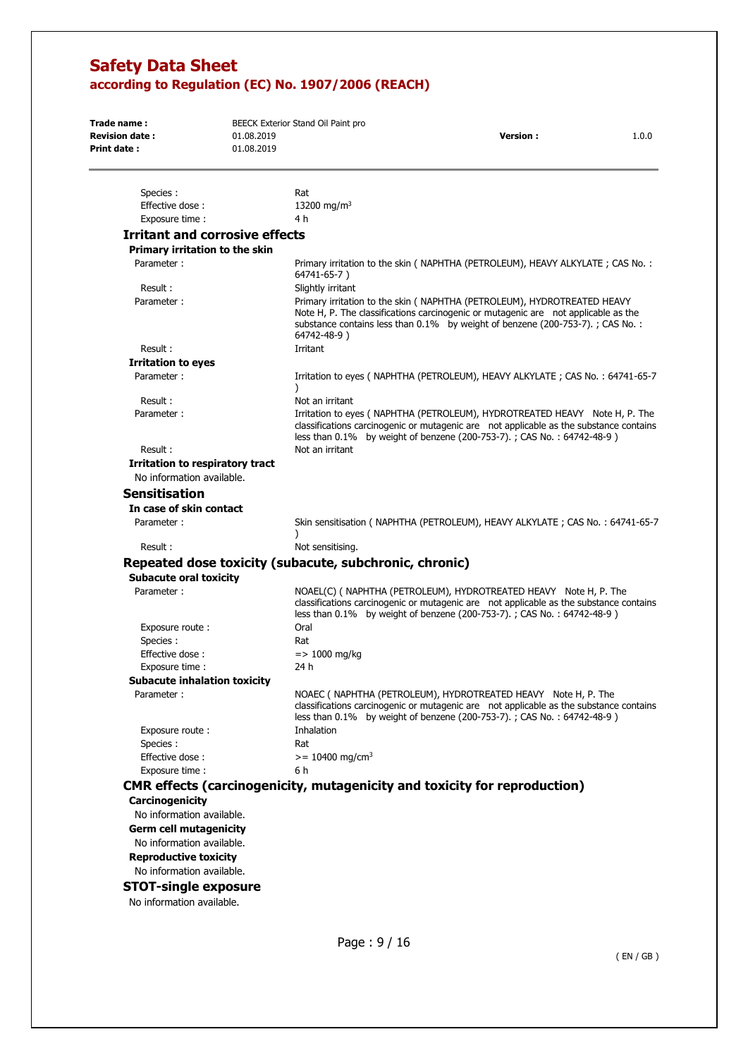| | |
|---|---|
| Species : | Rat |
| Effective dose : | 13200 mg/m$^3$ |
| Exposure time : | 4 h |

### Irritant and corrosive effects

#### Primary irritation to the skin

| | |
|---|---|
| Parameter : | Primary irritation to the skin ( NAPHTHA (PETROLEUM), HEAVY ALKYLATE ; CAS No. : 64741-65-7 ) |
| Result : | Slightly irritant |
| Parameter : | Primary irritation to the skin ( NAPHTHA (PETROLEUM), HYDROTREATED HEAVY Note H, P. The classifications carcinogenic or mutagenic are not applicable as the substance contains less than 0.1% by weight of benzene (200-753-7). ; CAS No. : 64742-48-9 ) |
| Result : | Irritant |

#### Irritation to eyes

| | |
|---|---|
| Parameter : | Irritation to eyes ( NAPHTHA (PETROLEUM), HEAVY ALKYLATE ; CAS No. : 64741-65-7 ) |
| Result : | Not an irritant |
| Parameter : | Irritation to eyes ( NAPHTHA (PETROLEUM), HYDROTREATED HEAVY Note H, P. The classifications carcinogenic or mutagenic are not applicable as the substance contains less than 0.1% by weight of benzene (200-753-7). ; CAS No. : 64742-48-9 ) |
| Result : | Not an irritant |

#### Irritation to respiratory tract

No information available.

### Sensitisation

#### In case of skin contact

| | |
|---|---|
| Parameter : | Skin sensitisation ( NAPHTHA (PETROLEUM), HEAVY ALKYLATE ; CAS No. : 64741-65-7 ) |
| Result : | Not sensitising. |

### Repeated dose toxicity (subacute, subchronic, chronic)

#### Subacute oral toxicity

| | |
|---|---|
| Parameter : | NOAEL(C) ( NAPHTHA (PETROLEUM), HYDROTREATED HEAVY Note H, P. The classifications carcinogenic or mutagenic are not applicable as the substance contains less than 0.1% by weight of benzene (200-753-7). ; CAS No. : 64742-48-9 ) |
| Exposure route : | Oral |
| Species : | Rat |
| Effective dose : | => 1000 mg/kg |
| Exposure time : | 24 h |

#### Subacute inhalation toxicity

| | |
|---|---|
| Parameter : | NOAEC ( NAPHTHA (PETROLEUM), HYDROTREATED HEAVY Note H, P. The classifications carcinogenic or mutagenic are not applicable as the substance contains less than 0.1% by weight of benzene (200-753-7). ; CAS No. : 64742-48-9 ) |
| Exposure route : | Inhalation |
| Species : | Rat |
| Effective dose : | >= 10400 mg/cm$^3$ |
| Exposure time : | 6 h |

### CMR effects (carcinogenicity, mutagenicity and toxicity for reproduction)

#### Carcinogenicity

No information available.

#### Germ cell mutagenicity

No information available.

#### Reproductive toxicity

No information available.

### STOT-single exposure

No information available.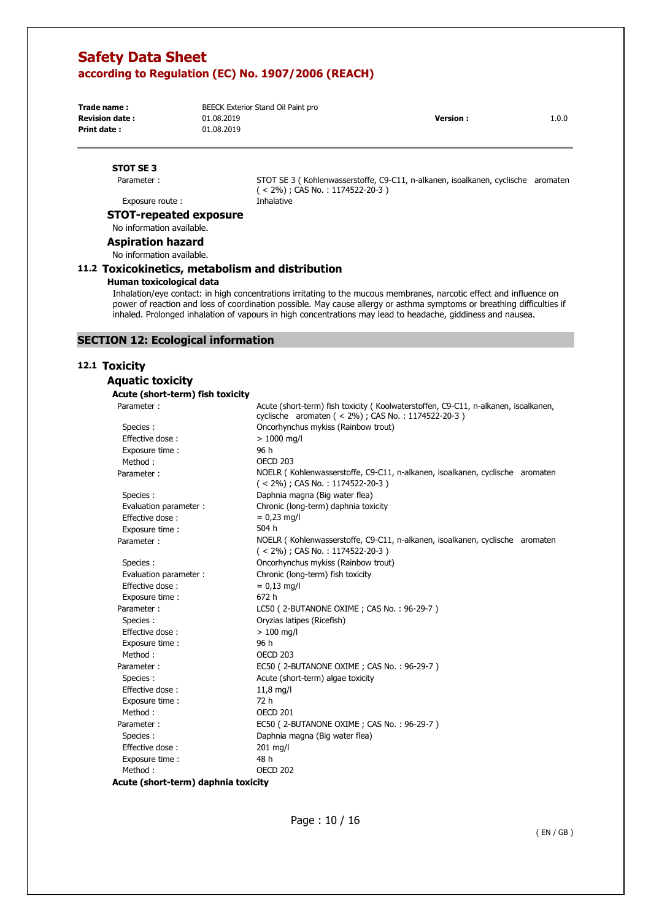#### STOT SE 3

| | |
|---|---|
| Parameter : | STOT SE 3 ( Kohlenwasserstoffe, C9-C11, n-alkanen, isoalkanen, cyclische aromaten ( < 2%) ; CAS No. : 1174522-20-3 ) |
| Exposure route : | Inhalative |

#### STOT-repeated exposure

No information available.

#### Aspiration hazard

No information available.

### 11.2 Toxicokinetics, metabolism and distribution

**Human toxicological data**

Inhalation/eye contact: in high concentrations irritating to the mucous membranes, narcotic effect and influence on power of reaction and loss of coordination possible. May cause allergy or asthma symptoms or breathing difficulties if inhaled. Prolonged inhalation of vapours in high concentrations may lead to headache, giddiness and nausea.

## SECTION 12: Ecological information

### 12.1 Toxicity

#### Aquatic toxicity

**Acute (short-term) fish toxicity**

| | |
|---|---|
| Parameter : | Acute (short-term) fish toxicity ( Koolwaterstoffen, C9-C11, n-alkanen, isoalkanen, cyclische aromaten ( < 2%) ; CAS No. : 1174522-20-3 ) |
| Species : | Oncorhynchus mykiss (Rainbow trout) |
| Effective dose : | > 1000 mg/l |
| Exposure time : | 96 h |
| Method : | OECD 203 |
| Parameter : | NOELR ( Kohlenwasserstoffe, C9-C11, n-alkanen, isoalkanen, cyclische aromaten ( < 2%) ; CAS No. : 1174522-20-3 ) |
| Species : | Daphnia magna (Big water flea) |
| Evaluation parameter : | Chronic (long-term) daphnia toxicity |
| Effective dose : | = 0,23 mg/l |
| Exposure time : | 504 h |
| Parameter : | NOELR ( Kohlenwasserstoffe, C9-C11, n-alkanen, isoalkanen, cyclische aromaten ( < 2%) ; CAS No. : 1174522-20-3 ) |
| Species : | Oncorhynchus mykiss (Rainbow trout) |
| Evaluation parameter : | Chronic (long-term) fish toxicity |
| Effective dose : | = 0,13 mg/l |
| Exposure time : | 672 h |
| Parameter : | LC50 ( 2-BUTANONE OXIME ; CAS No. : 96-29-7 ) |
| Species : | Oryzias latipes (Ricefish) |
| Effective dose : | > 100 mg/l |
| Exposure time : | 96 h |
| Method : | OECD 203 |
| Parameter : | EC50 ( 2-BUTANONE OXIME ; CAS No. : 96-29-7 ) |
| Species : | Acute (short-term) algae toxicity |
| Effective dose : | 11,8 mg/l |
| Exposure time : | 72 h |
| Method : | OECD 201 |
| Parameter : | EC50 ( 2-BUTANONE OXIME ; CAS No. : 96-29-7 ) |
| Species : | Daphnia magna (Big water flea) |
| Effective dose : | 201 mg/l |
| Exposure time : | 48 h |
| Method : | OECD 202 |

**Acute (short-term) daphnia toxicity**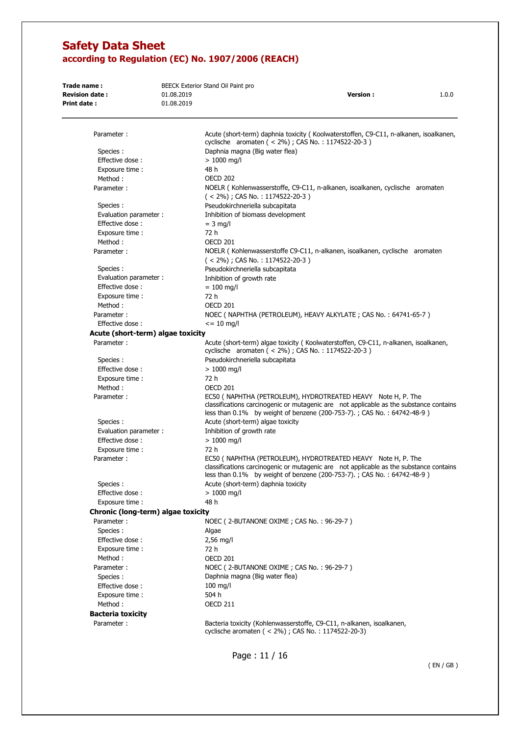| | |
|---|---|
| Parameter : | Acute (short-term) daphnia toxicity ( Koolwaterstoffen, C9-C11, n-alkanen, isoalkanen, cyclische aromaten ( < 2%) ; CAS No. : 1174522-20-3 ) |
| Species : | Daphnia magna (Big water flea) |
| Effective dose : | > 1000 mg/l |
| Exposure time : | 48 h |
| Method : | OECD 202 |
| Parameter : | NOELR ( Kohlenwasserstoffe, C9-C11, n-alkanen, isoalkanen, cyclische aromaten ( < 2%) ; CAS No. : 1174522-20-3 ) |
| Species : | Pseudokirchneriella subcapitata |
| Evaluation parameter : | Inhibition of biomass development |
| Effective dose : | = 3 mg/l |
| Exposure time : | 72 h |
| Method : | OECD 201 |
| Parameter : | NOELR ( Kohlenwasserstoffe C9-C11, n-alkanen, isoalkanen, cyclische aromaten ( < 2%) ; CAS No. : 1174522-20-3 ) |
| Species : | Pseudokirchneriella subcapitata |
| Evaluation parameter : | Inhibition of growth rate |
| Effective dose : | = 100 mg/l |
| Exposure time : | 72 h |
| Method : | OECD 201 |
| Parameter : | NOEC ( NAPHTHA (PETROLEUM), HEAVY ALKYLATE ; CAS No. : 64741-65-7 ) |
| Effective dose : | <= 10 mg/l |

**Acute (short-term) algae toxicity**

| | |
|---|---|
| Parameter : | Acute (short-term) algae toxicity ( Koolwaterstoffen, C9-C11, n-alkanen, isoalkanen, cyclische aromaten ( < 2%) ; CAS No. : 1174522-20-3 ) |
| Species : | Pseudokirchneriella subcapitata |
| Effective dose : | > 1000 mg/l |
| Exposure time : | 72 h |
| Method : | OECD 201 |
| Parameter : | EC50 ( NAPHTHA (PETROLEUM), HYDROTREATED HEAVY Note H, P. The classifications carcinogenic or mutagenic are not applicable as the substance contains less than 0.1% by weight of benzene (200-753-7). ; CAS No. : 64742-48-9 ) |
| Species : | Acute (short-term) algae toxicity |
| Evaluation parameter : | Inhibition of growth rate |
| Effective dose : | > 1000 mg/l |
| Exposure time : | 72 h |
| Parameter : | EC50 ( NAPHTHA (PETROLEUM), HYDROTREATED HEAVY Note H, P. The classifications carcinogenic or mutagenic are not applicable as the substance contains less than 0.1% by weight of benzene (200-753-7). ; CAS No. : 64742-48-9 ) |
| Species : | Acute (short-term) daphnia toxicity |
| Effective dose : | > 1000 mg/l |
| Exposure time : | 48 h |

**Chronic (long-term) algae toxicity**

| | |
|---|---|
| Parameter : | NOEC ( 2-BUTANONE OXIME ; CAS No. : 96-29-7 ) |
| Species : | Algae |
| Effective dose : | 2,56 mg/l |
| Exposure time : | 72 h |
| Method : | OECD 201 |
| Parameter : | NOEC ( 2-BUTANONE OXIME ; CAS No. : 96-29-7 ) |
| Species : | Daphnia magna (Big water flea) |
| Effective dose : | 100 mg/l |
| Exposure time : | 504 h |
| Method : | OECD 211 |

**Bacteria toxicity**

| | |
|---|---|
| Parameter : | Bacteria toxicity (Kohlenwasserstoffe, C9-C11, n-alkanen, isoalkanen, cyclische aromaten ( < 2%) ; CAS No. : 1174522-20-3) |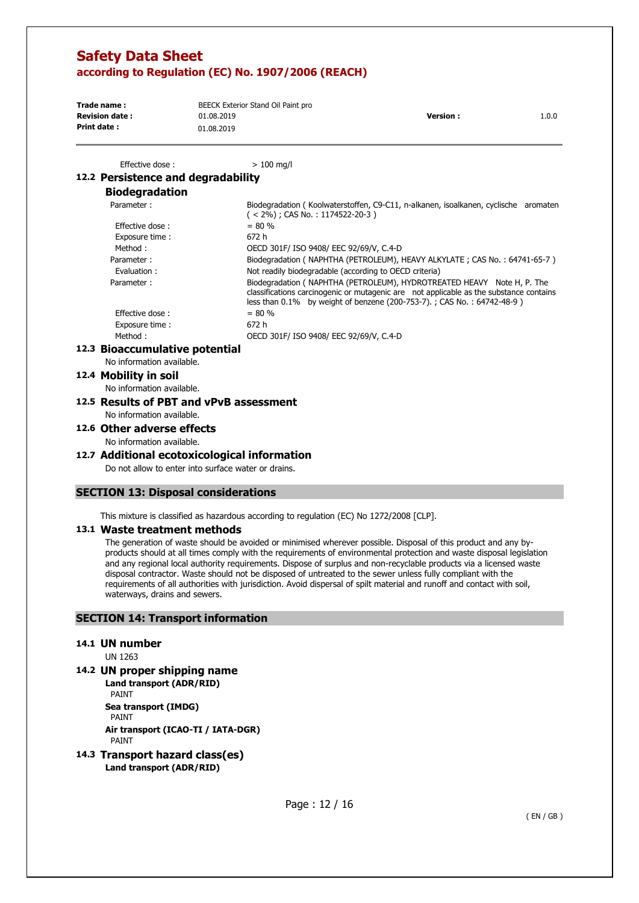| | |
|---|---|
| Effective dose : | > 100 mg/l |

## 12.2 Persistence and degradability

### Biodegradation

| | |
|---|---|
| Parameter : | Biodegradation ( Koolwaterstoffen, C9-C11, n-alkanen, isoalkanen, cyclische aromaten ( < 2%) ; CAS No. : 1174522-20-3 ) |
| Effective dose : | = 80 % |
| Exposure time : | 672 h |
| Method : | OECD 301F/ ISO 9408/ EEC 92/69/V, C.4-D |
| Parameter : | Biodegradation ( NAPHTHA (PETROLEUM), HEAVY ALKYLATE ; CAS No. : 64741-65-7 ) |
| Evaluation : | Not readily biodegradable (according to OECD criteria) |
| Parameter : | Biodegradation ( NAPHTHA (PETROLEUM), HYDROTREATED HEAVY Note H, P. The classifications carcinogenic or mutagenic are not applicable as the substance contains less than 0.1% by weight of benzene (200-753-7). ; CAS No. : 64742-48-9 ) |
| Effective dose : | = 80 % |
| Exposure time : | 672 h |
| Method : | OECD 301F/ ISO 9408/ EEC 92/69/V, C.4-D |

## 12.3 Bioaccumulative potential

No information available.

## 12.4 Mobility in soil

No information available.

## 12.5 Results of PBT and vPvB assessment

No information available.

## 12.6 Other adverse effects

No information available.

## 12.7 Additional ecotoxicological information

Do not allow to enter into surface water or drains.

# SECTION 13: Disposal considerations

This mixture is classified as hazardous according to regulation (EC) No 1272/2008 [CLP].

## 13.1 Waste treatment methods

The generation of waste should be avoided or minimised wherever possible. Disposal of this product and any by-products should at all times comply with the requirements of environmental protection and waste disposal legislation and any regional local authority requirements. Dispose of surplus and non-recyclable products via a licensed waste disposal contractor. Waste should not be disposed of untreated to the sewer unless fully compliant with the requirements of all authorities with jurisdiction. Avoid dispersal of spilt material and runoff and contact with soil, waterways, drains and sewers.

# SECTION 14: Transport information

## 14.1 UN number

UN 1263

## 14.2 UN proper shipping name

**Land transport (ADR/RID)**

PAINT

**Sea transport (IMDG)**

PAINT

**Air transport (ICAO-TI / IATA-DGR)**

PAINT

## 14.3 Transport hazard class(es)

**Land transport (ADR/RID)**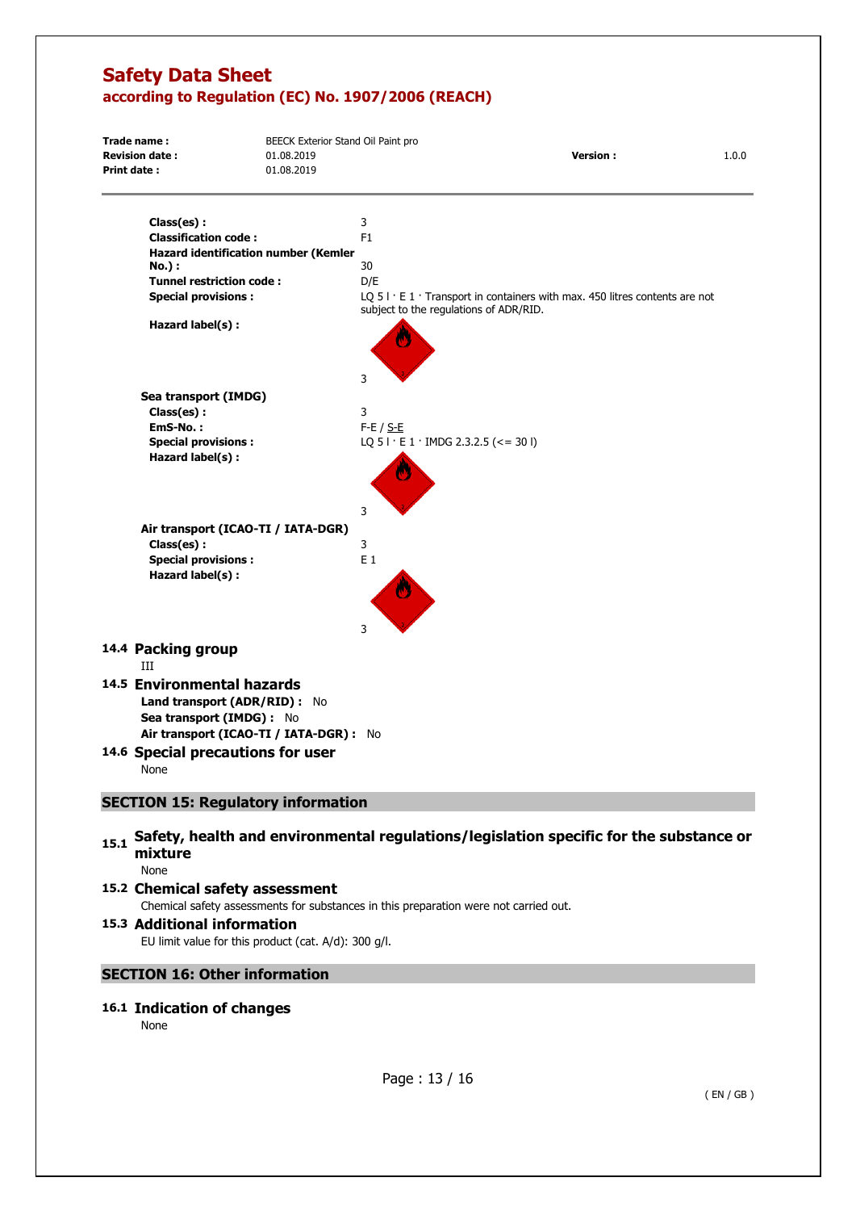**Class(es) :** 3

**Classification code :** F1

**Hazard identification number (Kemler No.) :** 30

**Tunnel restriction code :** D/E

**Special provisions :** LQ 5 l · E 1 · Transport in containers with max. 450 litres contents are not subject to the regulations of ADR/RID.

**Hazard label(s) :** 3

**Sea transport (IMDG)**

**Class(es) :** 3

**EmS-No. :** F-E / S-E

**Special provisions :** LQ 5 l · E 1 · IMDG 2.3.2.5 (<= 30 l)

**Hazard label(s) :** 3

**Air transport (ICAO-TI / IATA-DGR)**

**Class(es) :** 3

**Special provisions :** E 1

**Hazard label(s) :** 3

### 14.4 Packing group

III

### 14.5 Environmental hazards

**Land transport (ADR/RID) :** No

**Sea transport (IMDG) :** No

**Air transport (ICAO-TI / IATA-DGR) :** No

### 14.6 Special precautions for user

None

## SECTION 15: Regulatory information

### 15.1 Safety, health and environmental regulations/legislation specific for the substance or mixture

None

### 15.2 Chemical safety assessment

Chemical safety assessments for substances in this preparation were not carried out.

### 15.3 Additional information

EU limit value for this product (cat. A/d): 300 g/l.

## SECTION 16: Other information

### 16.1 Indication of changes

None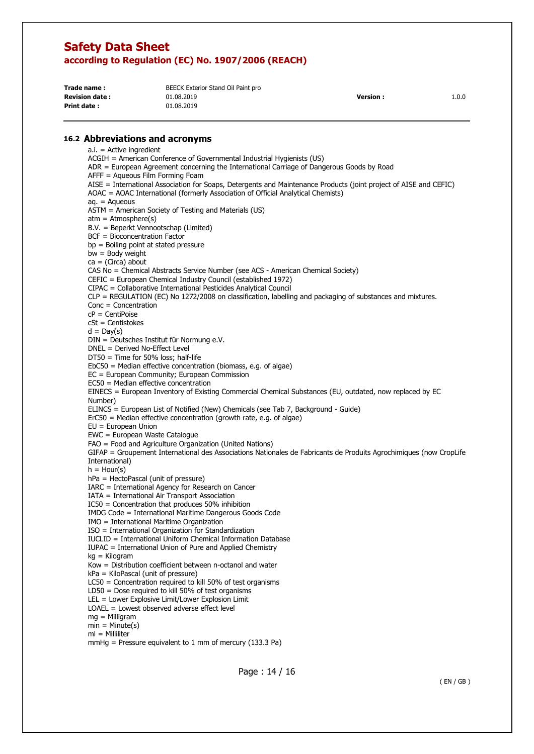## 16.2 Abbreviations and acronyms

a.i. = Active ingredient
ACGIH = American Conference of Governmental Industrial Hygienists (US)
ADR = European Agreement concerning the International Carriage of Dangerous Goods by Road
AFFF = Aqueous Film Forming Foam
AISE = International Association for Soaps, Detergents and Maintenance Products (joint project of AISE and CEFIC)
AOAC = AOAC International (formerly Association of Official Analytical Chemists)
aq. = Aqueous
ASTM = American Society of Testing and Materials (US)
atm = Atmosphere(s)
B.V. = Beperkt Vennootschap (Limited)
BCF = Bioconcentration Factor
bp = Boiling point at stated pressure
bw = Body weight
ca = (Circa) about
CAS No = Chemical Abstracts Service Number (see ACS - American Chemical Society)
CEFIC = European Chemical Industry Council (established 1972)
CIPAC = Collaborative International Pesticides Analytical Council
CLP = REGULATION (EC) No 1272/2008 on classification, labelling and packaging of substances and mixtures.
Conc = Concentration
cP = CentiPoise
cSt = Centistokes
d = Day(s)
DIN = Deutsches Institut für Normung e.V.
DNEL = Derived No-Effect Level
DT50 = Time for 50% loss; half-life
EbC50 = Median effective concentration (biomass, e.g. of algae)
EC = European Community; European Commission
EC50 = Median effective concentration
EINECS = European Inventory of Existing Commercial Chemical Substances (EU, outdated, now replaced by EC Number)
ELINCS = European List of Notified (New) Chemicals (see Tab 7, Background - Guide)
ErC50 = Median effective concentration (growth rate, e.g. of algae)
EU = European Union
EWC = European Waste Catalogue
FAO = Food and Agriculture Organization (United Nations)
GIFAP = Groupement International des Associations Nationales de Fabricants de Produits Agrochimiques (now CropLife International)
h = Hour(s)
hPa = HectoPascal (unit of pressure)
IARC = International Agency for Research on Cancer
IATA = International Air Transport Association
IC50 = Concentration that produces 50% inhibition
IMDG Code = International Maritime Dangerous Goods Code
IMO = International Maritime Organization
ISO = International Organization for Standardization
IUCLID = International Uniform Chemical Information Database
IUPAC = International Union of Pure and Applied Chemistry
kg = Kilogram
Kow = Distribution coefficient between n-octanol and water
kPa = KiloPascal (unit of pressure)
LC50 = Concentration required to kill 50% of test organisms
LD50 = Dose required to kill 50% of test organisms
LEL = Lower Explosive Limit/Lower Explosion Limit
LOAEL = Lowest observed adverse effect level
mg = Milligram
min = Minute(s)
ml = Milliliter
mmHg = Pressure equivalent to 1 mm of mercury (133.3 Pa)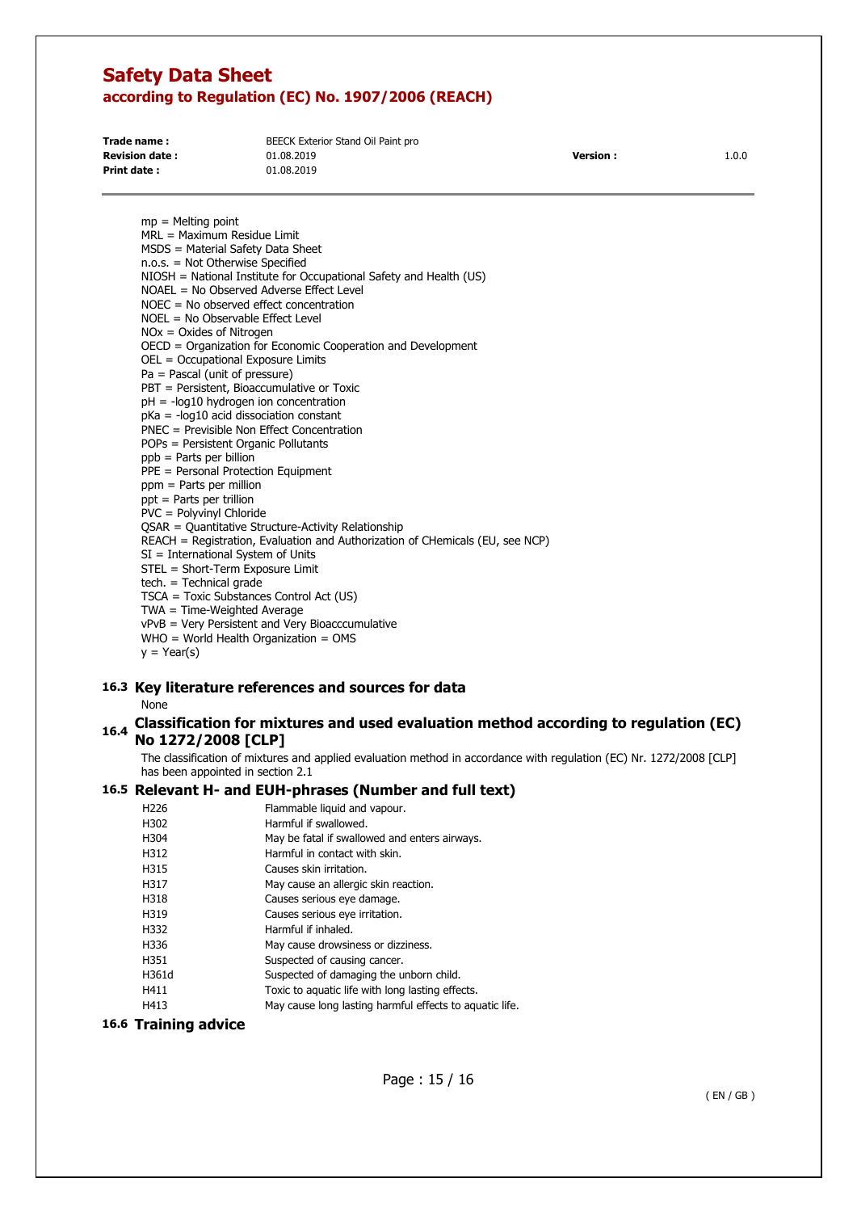mp = Melting point
MRL = Maximum Residue Limit
MSDS = Material Safety Data Sheet
n.o.s. = Not Otherwise Specified
NIOSH = National Institute for Occupational Safety and Health (US)
NOAEL = No Observed Adverse Effect Level
NOEC = No observed effect concentration
NOEL = No Observable Effect Level
NOx = Oxides of Nitrogen
OECD = Organization for Economic Cooperation and Development
OEL = Occupational Exposure Limits
Pa = Pascal (unit of pressure)
PBT = Persistent, Bioaccumulative or Toxic
pH = -log10 hydrogen ion concentration
pKa = -log10 acid dissociation constant
PNEC = Previsible Non Effect Concentration
POPs = Persistent Organic Pollutants
ppb = Parts per billion
PPE = Personal Protection Equipment
ppm = Parts per million
ppt = Parts per trillion
PVC = Polyvinyl Chloride
QSAR = Quantitative Structure-Activity Relationship
REACH = Registration, Evaluation and Authorization of CHemicals (EU, see NCP)
SI = International System of Units
STEL = Short-Term Exposure Limit
tech. = Technical grade
TSCA = Toxic Substances Control Act (US)
TWA = Time-Weighted Average
vPvB = Very Persistent and Very Bioacccumulative
WHO = World Health Organization = OMS
y = Year(s)

## 16.3 Key literature references and sources for data

None

## 16.4 Classification for mixtures and used evaluation method according to regulation (EC) No 1272/2008 [CLP]

The classification of mixtures and applied evaluation method in accordance with regulation (EC) Nr. 1272/2008 [CLP] has been appointed in section 2.1

## 16.5 Relevant H- and EUH-phrases (Number and full text)

| | |
|---|---|
| H226 | Flammable liquid and vapour. |
| H302 | Harmful if swallowed. |
| H304 | May be fatal if swallowed and enters airways. |
| H312 | Harmful in contact with skin. |
| H315 | Causes skin irritation. |
| H317 | May cause an allergic skin reaction. |
| H318 | Causes serious eye damage. |
| H319 | Causes serious eye irritation. |
| H332 | Harmful if inhaled. |
| H336 | May cause drowsiness or dizziness. |
| H351 | Suspected of causing cancer. |
| H361d | Suspected of damaging the unborn child. |
| H411 | Toxic to aquatic life with long lasting effects. |
| H413 | May cause long lasting harmful effects to aquatic life. |

## 16.6 Training advice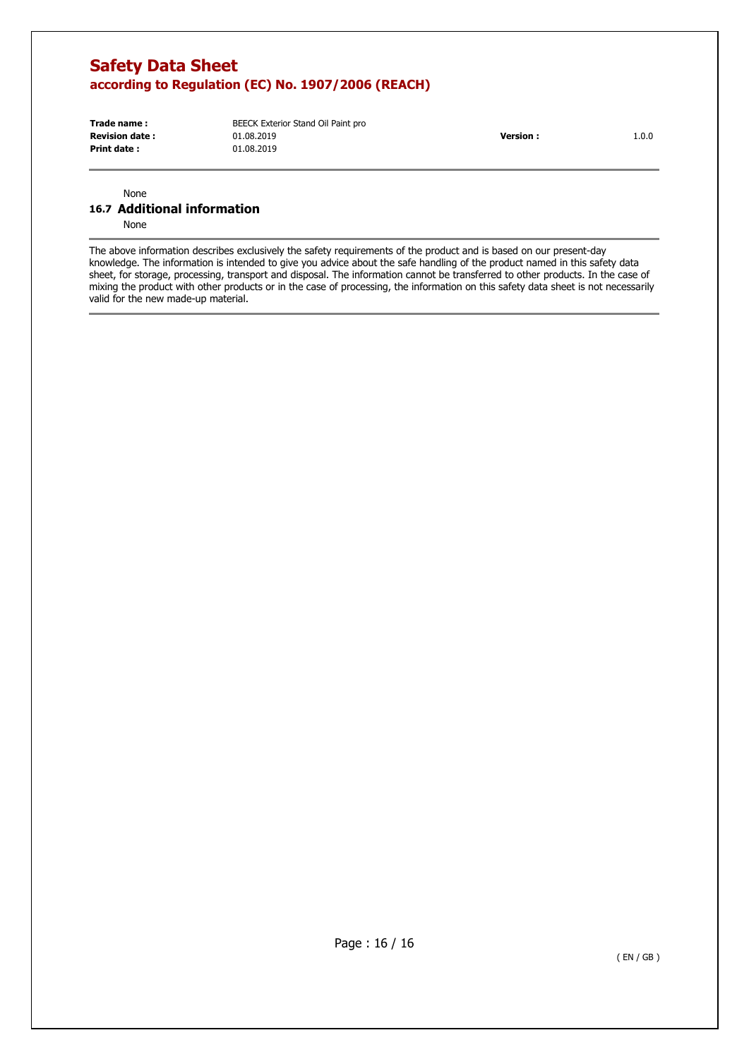None

### 16.7 Additional information

None

The above information describes exclusively the safety requirements of the product and is based on our present-day knowledge. The information is intended to give you advice about the safe handling of the product named in this safety data sheet, for storage, processing, transport and disposal. The information cannot be transferred to other products. In the case of mixing the product with other products or in the case of processing, the information on this safety data sheet is not necessarily valid for the new made-up material.